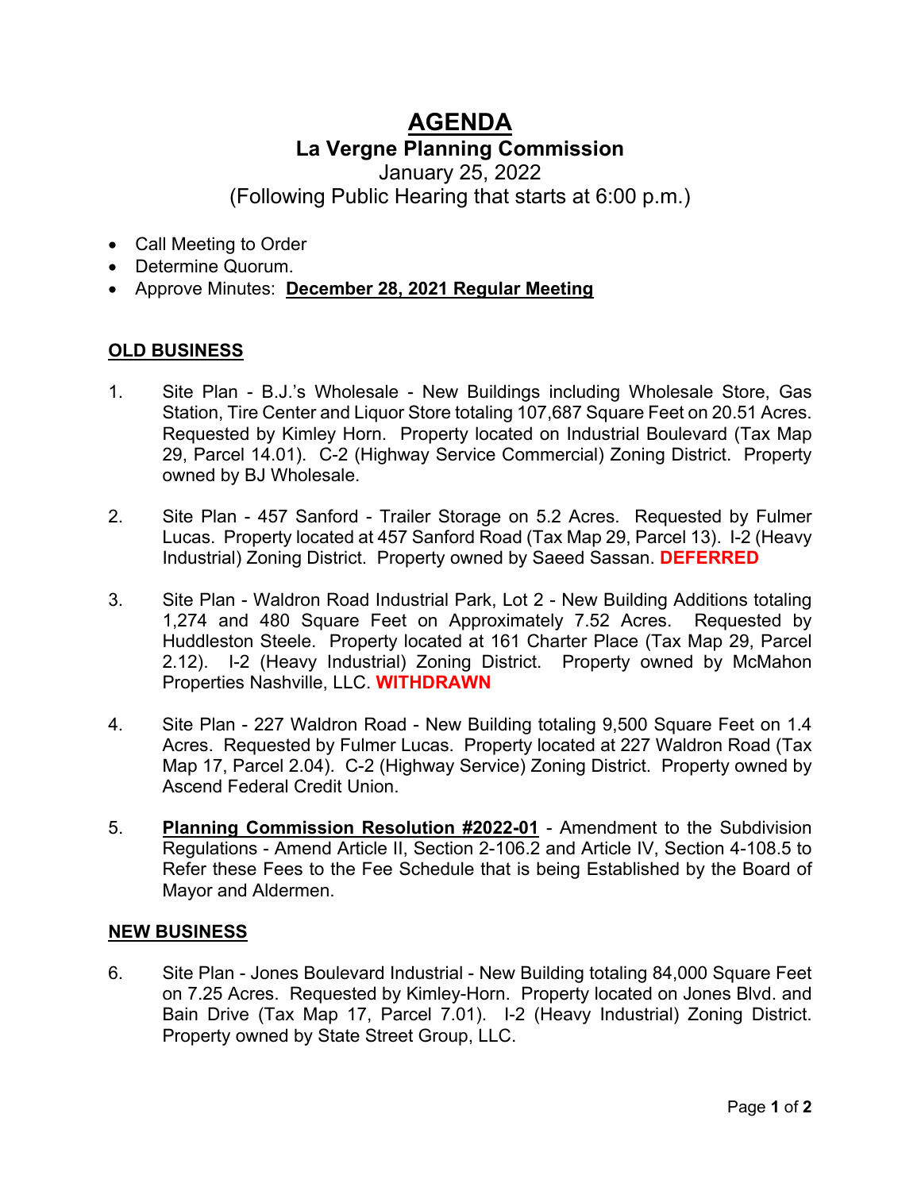# AGENDA

## La Vergne Planning Commission

January 25, 2022
(Following Public Hearing that starts at 6:00 p.m.)

- Call Meeting to Order
- Determine Quorum.
- Approve Minutes: **December 28, 2021 Regular Meeting**

### OLD BUSINESS

1. Site Plan - B.J.'s Wholesale - New Buildings including Wholesale Store, Gas Station, Tire Center and Liquor Store totaling 107,687 Square Feet on 20.51 Acres. Requested by Kimley Horn. Property located on Industrial Boulevard (Tax Map 29, Parcel 14.01). C-2 (Highway Service Commercial) Zoning District. Property owned by BJ Wholesale.

2. Site Plan - 457 Sanford - Trailer Storage on 5.2 Acres. Requested by Fulmer Lucas. Property located at 457 Sanford Road (Tax Map 29, Parcel 13). I-2 (Heavy Industrial) Zoning District. Property owned by Saeed Sassan. **DEFERRED**

3. Site Plan - Waldron Road Industrial Park, Lot 2 - New Building Additions totaling 1,274 and 480 Square Feet on Approximately 7.52 Acres. Requested by Huddleston Steele. Property located at 161 Charter Place (Tax Map 29, Parcel 2.12). I-2 (Heavy Industrial) Zoning District. Property owned by McMahon Properties Nashville, LLC. **WITHDRAWN**

4. Site Plan - 227 Waldron Road - New Building totaling 9,500 Square Feet on 1.4 Acres. Requested by Fulmer Lucas. Property located at 227 Waldron Road (Tax Map 17, Parcel 2.04). C-2 (Highway Service) Zoning District. Property owned by Ascend Federal Credit Union.

5. **Planning Commission Resolution #2022-01** - Amendment to the Subdivision Regulations - Amend Article II, Section 2-106.2 and Article IV, Section 4-108.5 to Refer these Fees to the Fee Schedule that is being Established by the Board of Mayor and Aldermen.

### NEW BUSINESS

6. Site Plan - Jones Boulevard Industrial - New Building totaling 84,000 Square Feet on 7.25 Acres. Requested by Kimley-Horn. Property located on Jones Blvd. and Bain Drive (Tax Map 17, Parcel 7.01). I-2 (Heavy Industrial) Zoning District. Property owned by State Street Group, LLC.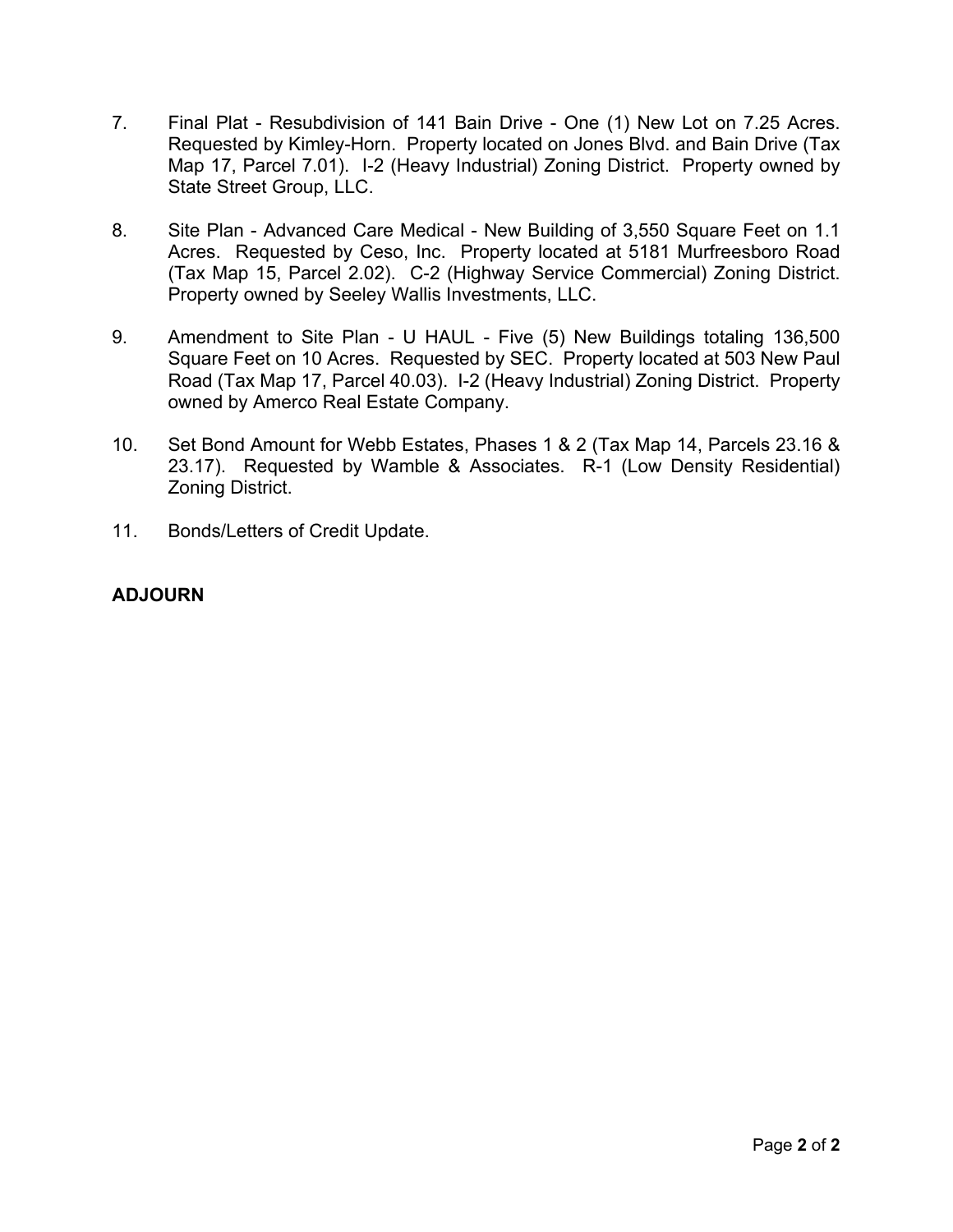7. Final Plat - Resubdivision of 141 Bain Drive - One (1) New Lot on 7.25 Acres. Requested by Kimley-Horn. Property located on Jones Blvd. and Bain Drive (Tax Map 17, Parcel 7.01). I-2 (Heavy Industrial) Zoning District. Property owned by State Street Group, LLC.

8. Site Plan - Advanced Care Medical - New Building of 3,550 Square Feet on 1.1 Acres. Requested by Ceso, Inc. Property located at 5181 Murfreesboro Road (Tax Map 15, Parcel 2.02). C-2 (Highway Service Commercial) Zoning District. Property owned by Seeley Wallis Investments, LLC.

9. Amendment to Site Plan - U HAUL - Five (5) New Buildings totaling 136,500 Square Feet on 10 Acres. Requested by SEC. Property located at 503 New Paul Road (Tax Map 17, Parcel 40.03). I-2 (Heavy Industrial) Zoning District. Property owned by Amerco Real Estate Company.

10. Set Bond Amount for Webb Estates, Phases 1 & 2 (Tax Map 14, Parcels 23.16 & 23.17). Requested by Wamble & Associates. R-1 (Low Density Residential) Zoning District.

11. Bonds/Letters of Credit Update.

**ADJOURN**